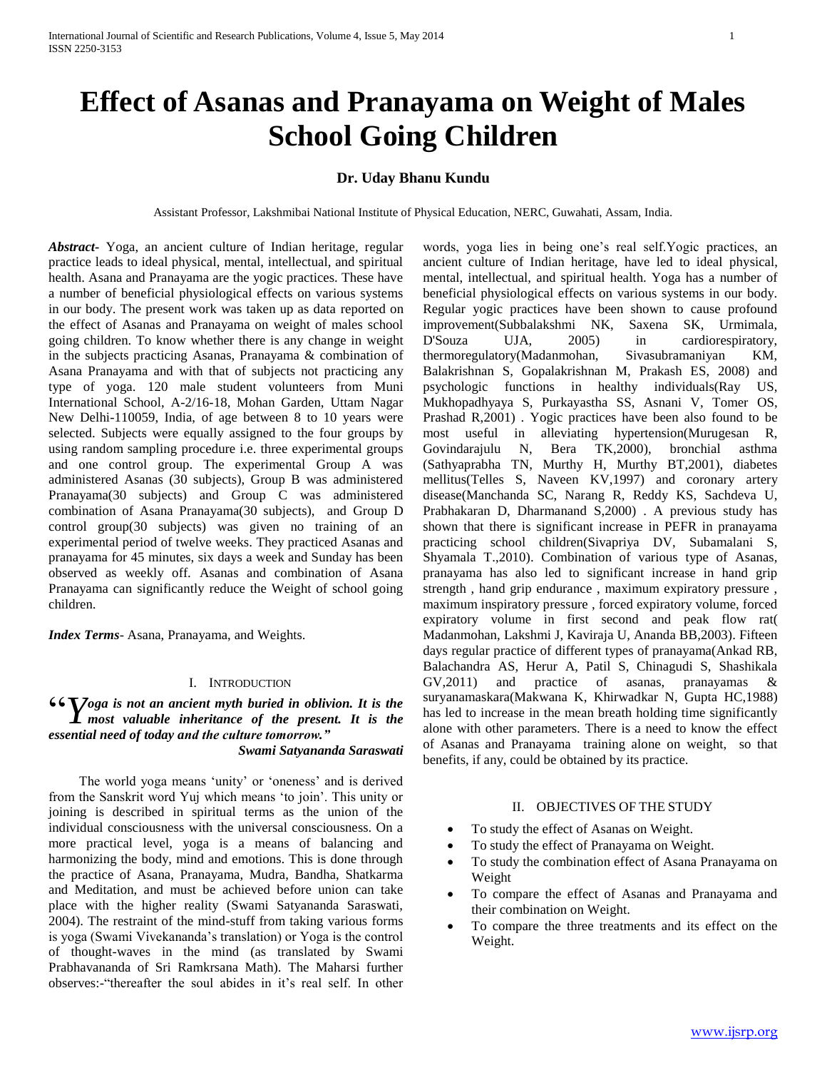# Effect of Asanas and Pranayama on Weight of Males School Going Children

**Dr. Uday Bhanu Kundu**

Assistant Professor, Lakshmibai National Institute of Physical Education, NERC, Guwahati, Assam, India.

***Abstract***- Yoga, an ancient culture of Indian heritage, regular practice leads to ideal physical, mental, intellectual, and spiritual health. Asana and Pranayama are the yogic practices. These have a number of beneficial physiological effects on various systems in our body. The present work was taken up as data reported on the effect of Asanas and Pranayama on weight of males school going children. To know whether there is any change in weight in the subjects practicing Asanas, Pranayama & combination of Asana Pranayama and with that of subjects not practicing any type of yoga. 120 male student volunteers from Muni International School, A-2/16-18, Mohan Garden, Uttam Nagar New Delhi-110059, India, of age between 8 to 10 years were selected. Subjects were equally assigned to the four groups by using random sampling procedure i.e. three experimental groups and one control group. The experimental Group A was administered Asanas (30 subjects), Group B was administered Pranayama(30 subjects) and Group C was administered combination of Asana Pranayama(30 subjects), and Group D control group(30 subjects) was given no training of an experimental period of twelve weeks. They practiced Asanas and pranayama for 45 minutes, six days a week and Sunday has been observed as weekly off. Asanas and combination of Asana Pranayama can significantly reduce the Weight of school going children.

***Index Terms***- Asana, Pranayama, and Weights.

## I. Introduction

***"Yoga is not an ancient myth buried in oblivion. It is the most valuable inheritance of the present. It is the essential need of today and the culture tomorrow."***

***Swami Satyananda Saraswati***

The world yoga means 'unity' or 'oneness' and is derived from the Sanskrit word Yuj which means 'to join'. This unity or joining is described in spiritual terms as the union of the individual consciousness with the universal consciousness. On a more practical level, yoga is a means of balancing and harmonizing the body, mind and emotions. This is done through the practice of Asana, Pranayama, Mudra, Bandha, Shatkarma and Meditation, and must be achieved before union can take place with the higher reality (Swami Satyananda Saraswati, 2004). The restraint of the mind-stuff from taking various forms is yoga (Swami Vivekananda's translation) or Yoga is the control of thought-waves in the mind (as translated by Swami Prabhavananda of Sri Ramkrsana Math). The Maharsi further observes:-"thereafter the soul abides in it's real self. In other words, yoga lies in being one's real self.Yogic practices, an ancient culture of Indian heritage, have led to ideal physical, mental, intellectual, and spiritual health. Yoga has a number of beneficial physiological effects on various systems in our body. Regular yogic practices have been shown to cause profound improvement(Subbalakshmi NK, Saxena SK, Urmimala, D'Souza UJA, 2005) in cardiorespiratory, thermoregulatory(Madanmohan, Sivasubramaniyan KM, Balakrishnan S, Gopalakrishnan M, Prakash ES, 2008) and psychologic functions in healthy individuals(Ray US, Mukhopadhyaya S, Purkayastha SS, Asnani V, Tomer OS, Prashad R,2001) . Yogic practices have been also found to be most useful in alleviating hypertension(Murugesan R, Govindarajulu N, Bera TK,2000), bronchial asthma (Sathyaprabha TN, Murthy H, Murthy BT,2001), diabetes mellitus(Telles S, Naveen KV,1997) and coronary artery disease(Manchanda SC, Narang R, Reddy KS, Sachdeva U, Prabhakaran D, Dharmanand S,2000) . A previous study has shown that there is significant increase in PEFR in pranayama practicing school children(Sivapriya DV, Subamalani S, Shyamala T.,2010). Combination of various type of Asanas, pranayama has also led to significant increase in hand grip strength , hand grip endurance , maximum expiratory pressure , maximum inspiratory pressure , forced expiratory volume, forced expiratory volume in first second and peak flow rat( Madanmohan, Lakshmi J, Kaviraja U, Ananda BB,2003). Fifteen days regular practice of different types of pranayama(Ankad RB, Balachandra AS, Herur A, Patil S, Chinagudi S, Shashikala GV,2011) and practice of asanas, pranayamas & suryanamaskara(Makwana K, Khirwadkar N, Gupta HC,1988) has led to increase in the mean breath holding time significantly alone with other parameters. There is a need to know the effect of Asanas and Pranayama training alone on weight, so that benefits, if any, could be obtained by its practice.

## II. Objectives of the Study

- To study the effect of Asanas on Weight.
- To study the effect of Pranayama on Weight.
- To study the combination effect of Asana Pranayama on Weight
- To compare the effect of Asanas and Pranayama and their combination on Weight.
- To compare the three treatments and its effect on the Weight.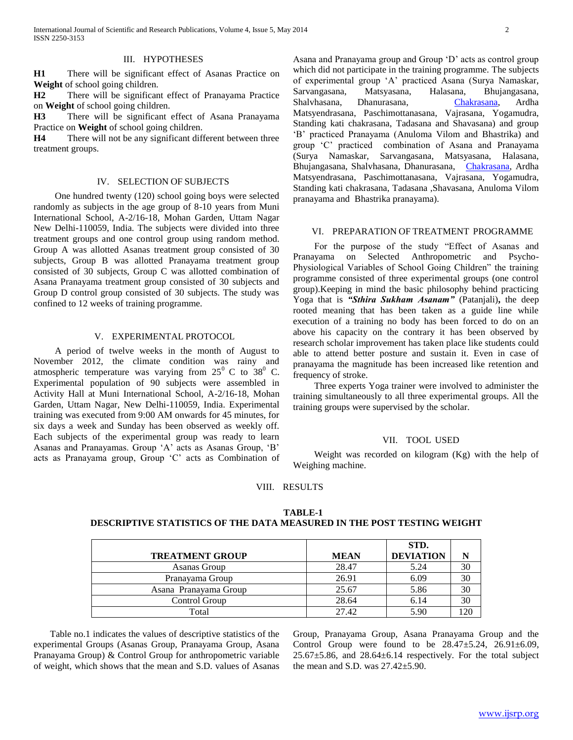## III. HYPOTHESES

**H1** There will be significant effect of Asanas Practice on **Weight** of school going children.

**H2** There will be significant effect of Pranayama Practice on **Weight** of school going children.

**H3** There will be significant effect of Asana Pranayama Practice on **Weight** of school going children.

**H4** There will not be any significant different between three treatment groups.

## IV. SELECTION OF SUBJECTS

One hundred twenty (120) school going boys were selected randomly as subjects in the age group of 8-10 years from Muni International School, A-2/16-18, Mohan Garden, Uttam Nagar New Delhi-110059, India. The subjects were divided into three treatment groups and one control group using random method. Group A was allotted Asanas treatment group consisted of 30 subjects, Group B was allotted Pranayama treatment group consisted of 30 subjects, Group C was allotted combination of Asana Pranayama treatment group consisted of 30 subjects and Group D control group consisted of 30 subjects. The study was confined to 12 weeks of training programme.

## V. EXPERIMENTAL PROTOCOL

A period of twelve weeks in the month of August to November 2012, the climate condition was rainy and atmospheric temperature was varying from $25^0$ C to $38^0$ C. Experimental population of 90 subjects were assembled in Activity Hall at Muni International School, A-2/16-18, Mohan Garden, Uttam Nagar, New Delhi-110059, India. Experimental training was executed from 9:00 AM onwards for 45 minutes, for six days a week and Sunday has been observed as weekly off. Each subjects of the experimental group was ready to learn Asanas and Pranayamas. Group 'A' acts as Asanas Group, 'B' acts as Pranayama group, Group 'C' acts as Combination of Asana and Pranayama group and Group 'D' acts as control group which did not participate in the training programme. The subjects of experimental group 'A' practiced Asana (Surya Namaskar, Sarvangasana, Matsyasana, Halasana, Bhujangasana, Shalvhasana, Dhanurasana, Chakrasana, Ardha Matsyendrasana, Paschimottanasana, Vajrasana, Yogamudra, Standing kati chakrasana, Tadasana and Shavasana) and group 'B' practiced Pranayama (Anuloma Vilom and Bhastrika) and group 'C' practiced combination of Asana and Pranayama (Surya Namaskar, Sarvangasana, Matsyasana, Halasana, Bhujangasana, Shalvhasana, Dhanurasana, Chakrasana, Ardha Matsyendrasana, Paschimottanasana, Vajrasana, Yogamudra, Standing kati chakrasana, Tadasana ,Shavasana, Anuloma Vilom pranayama and Bhastrika pranayama).

## VI. PREPARATION OF TREATMENT PROGRAMME

For the purpose of the study "Effect of Asanas and Pranayama on Selected Anthropometric and Psycho-Physiological Variables of School Going Children" the training programme consisted of three experimental groups (one control group).Keeping in mind the basic philosophy behind practicing Yoga that is ***"Sthira Sukham Asanam"*** (Patanjali)**,** the deep rooted meaning that has been taken as a guide line while execution of a training no body has been forced to do on an above his capacity on the contrary it has been observed by research scholar improvement has taken place like students could able to attend better posture and sustain it. Even in case of pranayama the magnitude has been increased like retention and frequency of stroke.

Three experts Yoga trainer were involved to administer the training simultaneously to all three experimental groups. All the training groups were supervised by the scholar.

## VII. TOOL USED

Weight was recorded on kilogram (Kg) with the help of Weighing machine.

## VIII. RESULTS

**TABLE-1**
**DESCRIPTIVE STATISTICS OF THE DATA MEASURED IN THE POST TESTING WEIGHT**

| TREATMENT GROUP | MEAN | STD. DEVIATION | N |
|---|---|---|---|
| Asanas Group | 28.47 | 5.24 | 30 |
| Pranayama Group | 26.91 | 6.09 | 30 |
| Asana Pranayama Group | 25.67 | 5.86 | 30 |
| Control Group | 28.64 | 6.14 | 30 |
| Total | 27.42 | 5.90 | 120 |

Table no.1 indicates the values of descriptive statistics of the experimental Groups (Asanas Group, Pranayama Group, Asana Pranayama Group) & Control Group for anthropometric variable of weight, which shows that the mean and S.D. values of Asanas Group, Pranayama Group, Asana Pranayama Group and the Control Group were found to be 28.47±5.24, 26.91±6.09, 25.67±5.86, and 28.64±6.14 respectively. For the total subject the mean and S.D. was 27.42±5.90.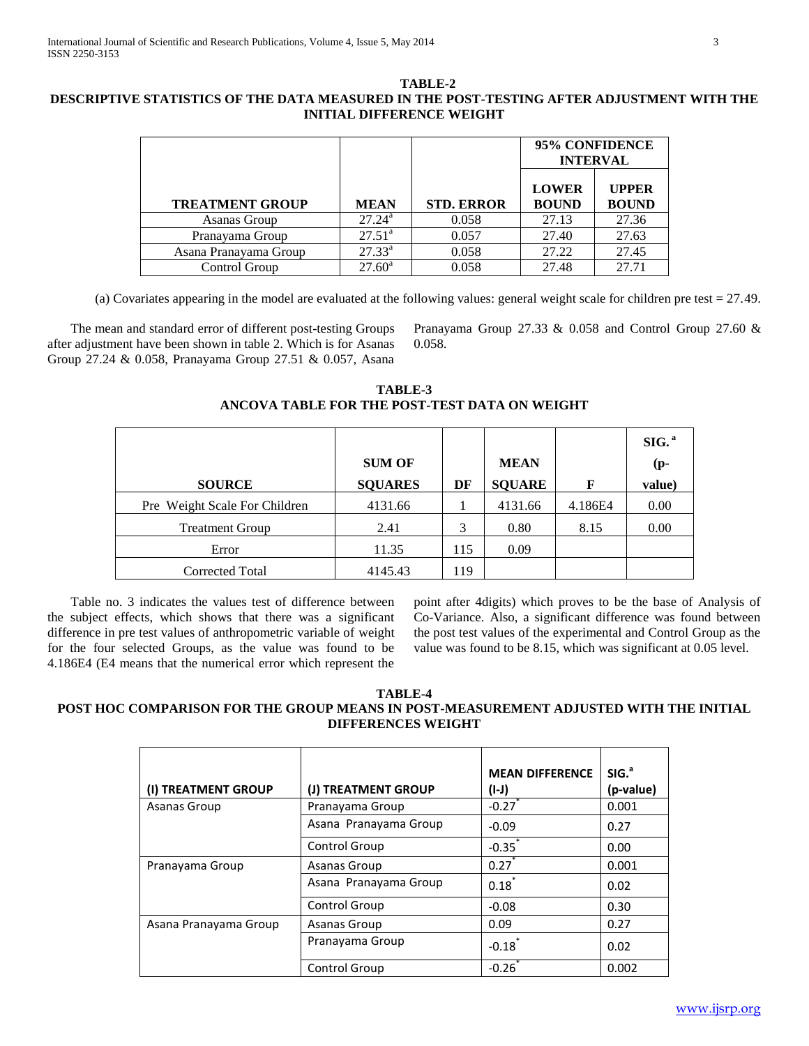**TABLE-2**

**DESCRIPTIVE STATISTICS OF THE DATA MEASURED IN THE POST-TESTING AFTER ADJUSTMENT WITH THE INITIAL DIFFERENCE WEIGHT**

| TREATMENT GROUP | MEAN | STD. ERROR | 95% CONFIDENCE INTERVAL | |
|---|---|---|---|---|
| | | | LOWER BOUND | UPPER BOUND |
| Asanas Group | 27.24[a] | 0.058 | 27.13 | 27.36 |
| Pranayama Group | 27.51[a] | 0.057 | 27.40 | 27.63 |
| Asana Pranayama Group | 27.33[a] | 0.058 | 27.22 | 27.45 |
| Control Group | 27.60[a] | 0.058 | 27.48 | 27.71 |

(a) Covariates appearing in the model are evaluated at the following values: general weight scale for children pre test = 27.49.

The mean and standard error of different post-testing Groups after adjustment have been shown in table 2. Which is for Asanas Group 27.24 & 0.058, Pranayama Group 27.51 & 0.057, Asana Pranayama Group 27.33 & 0.058 and Control Group 27.60 & 0.058.

**TABLE-3**

**ANCOVA TABLE FOR THE POST-TEST DATA ON WEIGHT**

| SOURCE | SUM OF SQUARES | DF | MEAN SQUARE | F | SIG.[a] (p-value) |
|---|---|---|---|---|---|
| Pre Weight Scale For Children | 4131.66 | 1 | 4131.66 | 4.186E4 | 0.00 |
| Treatment Group | 2.41 | 3 | 0.80 | 8.15 | 0.00 |
| Error | 11.35 | 115 | 0.09 | | |
| Corrected Total | 4145.43 | 119 | | | |

Table no. 3 indicates the values test of difference between the subject effects, which shows that there was a significant difference in pre test values of anthropometric variable of weight for the four selected Groups, as the value was found to be 4.186E4 (E4 means that the numerical error which represent the point after 4digits) which proves to be the base of Analysis of Co-Variance. Also, a significant difference was found between the post test values of the experimental and Control Group as the value was found to be 8.15, which was significant at 0.05 level.

**TABLE-4**

**POST HOC COMPARISON FOR THE GROUP MEANS IN POST-MEASUREMENT ADJUSTED WITH THE INITIAL DIFFERENCES WEIGHT**

| (I) TREATMENT GROUP | (J) TREATMENT GROUP | MEAN DIFFERENCE (I-J) | SIG.[a] (p-value) |
|---|---|---|---|
| Asanas Group | Pranayama Group | -0.27* | 0.001 |
| | Asana Pranayama Group | -0.09 | 0.27 |
| | Control Group | -0.35* | 0.00 |
| Pranayama Group | Asanas Group | 0.27* | 0.001 |
| | Asana Pranayama Group | 0.18* | 0.02 |
| | Control Group | -0.08 | 0.30 |
| Asana Pranayama Group | Asanas Group | 0.09 | 0.27 |
| | Pranayama Group | -0.18* | 0.02 |
| | Control Group | -0.26* | 0.002 |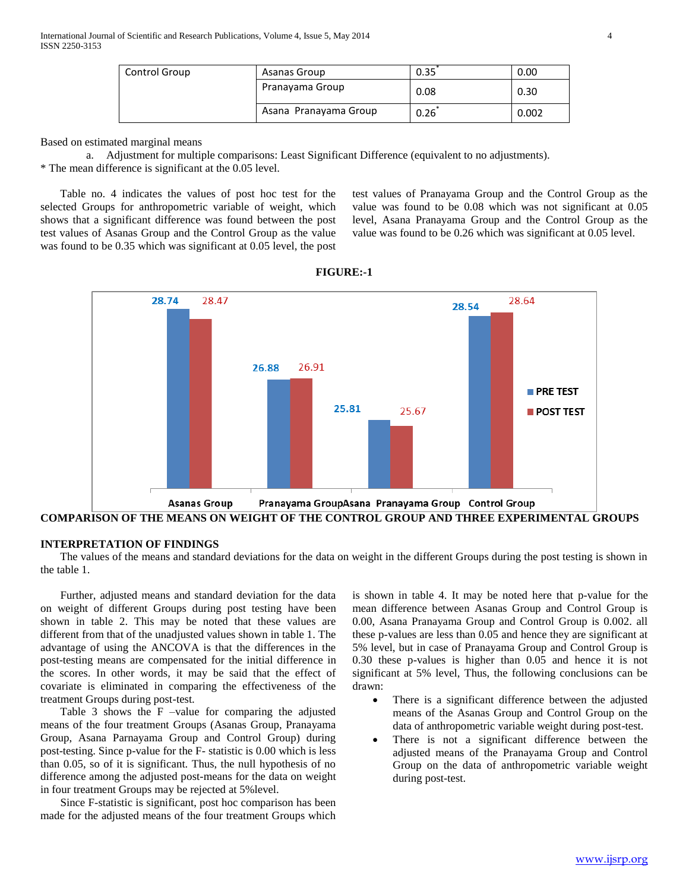| Control Group | Asanas Group | 0.35* | 0.00 |
|---|---|---|---|
| | Pranayama Group | 0.08 | 0.30 |
| | Asana Pranayama Group | 0.26* | 0.002 |

Based on estimated marginal means

a. Adjustment for multiple comparisons: Least Significant Difference (equivalent to no adjustments).

* The mean difference is significant at the 0.05 level.

Table no. 4 indicates the values of post hoc test for the selected Groups for anthropometric variable of weight, which shows that a significant difference was found between the post test values of Asanas Group and the Control Group as the value was found to be 0.35 which was significant at 0.05 level, the post test values of Pranayama Group and the Control Group as the value was found to be 0.08 which was not significant at 0.05 level, Asana Pranayama Group and the Control Group as the value was found to be 0.26 which was significant at 0.05 level.

**FIGURE:-1**

| | PRE TEST | POST TEST |
|---|---|---|
| Asanas Group | 28.74 | 28.47 |
| Pranayama Group | 26.88 | 26.91 |
| Asana Pranayama Group | 25.81 | 25.67 |
| Control Group | 28.54 | 28.64 |

**COMPARISON OF THE MEANS ON WEIGHT OF THE CONTROL GROUP AND THREE EXPERIMENTAL GROUPS**

## INTERPRETATION OF FINDINGS

The values of the means and standard deviations for the data on weight in the different Groups during the post testing is shown in the table 1.

Further, adjusted means and standard deviation for the data on weight of different Groups during post testing have been shown in table 2. This may be noted that these values are different from that of the unadjusted values shown in table 1. The advantage of using the ANCOVA is that the differences in the post-testing means are compensated for the initial difference in the scores. In other words, it may be said that the effect of covariate is eliminated in comparing the effectiveness of the treatment Groups during post-test.

Table 3 shows the F –value for comparing the adjusted means of the four treatment Groups (Asanas Group, Pranayama Group, Asana Parnayama Group and Control Group) during post-testing. Since p-value for the F- statistic is 0.00 which is less than 0.05, so of it is significant. Thus, the null hypothesis of no difference among the adjusted post-means for the data on weight in four treatment Groups may be rejected at 5%level.

Since F-statistic is significant, post hoc comparison has been made for the adjusted means of the four treatment Groups which is shown in table 4. It may be noted here that p-value for the mean difference between Asanas Group and Control Group is 0.00, Asana Pranayama Group and Control Group is 0.002. all these p-values are less than 0.05 and hence they are significant at 5% level, but in case of Pranayama Group and Control Group is 0.30 these p-values is higher than 0.05 and hence it is not significant at 5% level, Thus, the following conclusions can be drawn:

- There is a significant difference between the adjusted means of the Asanas Group and Control Group on the data of anthropometric variable weight during post-test.
- There is not a significant difference between the adjusted means of the Pranayama Group and Control Group on the data of anthropometric variable weight during post-test.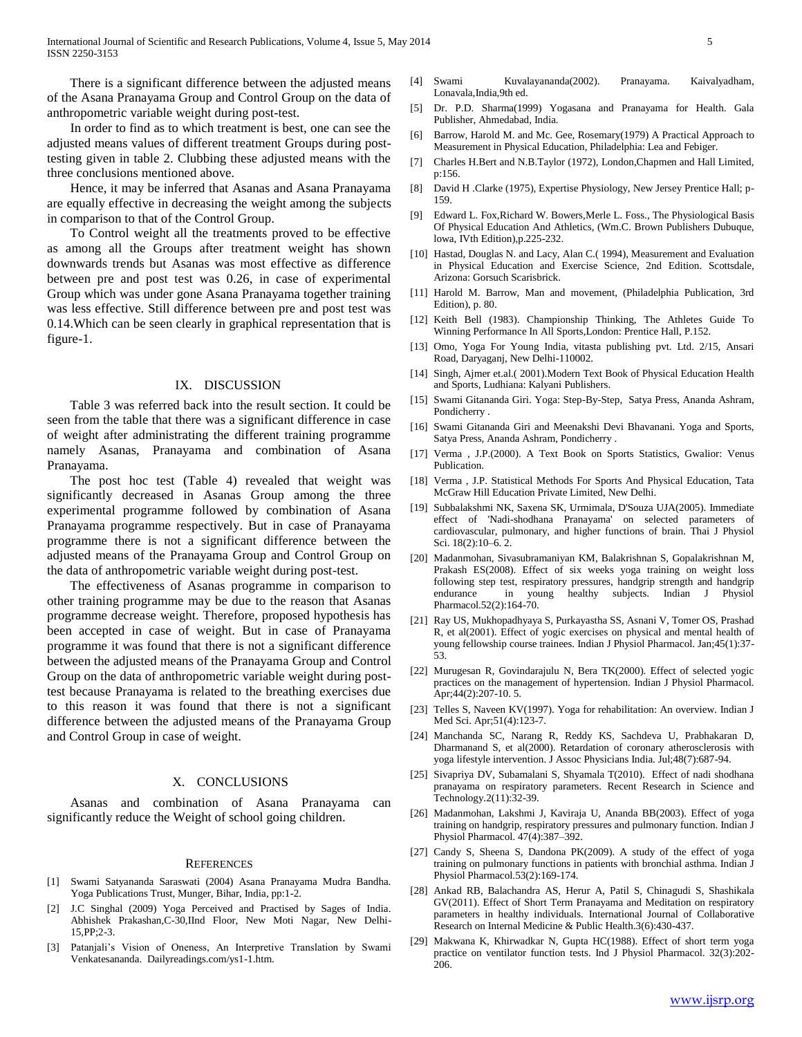There is a significant difference between the adjusted means of the Asana Pranayama Group and Control Group on the data of anthropometric variable weight during post-test.

In order to find as to which treatment is best, one can see the adjusted means values of different treatment Groups during post-testing given in table 2. Clubbing these adjusted means with the three conclusions mentioned above.

Hence, it may be inferred that Asanas and Asana Pranayama are equally effective in decreasing the weight among the subjects in comparison to that of the Control Group.

To Control weight all the treatments proved to be effective as among all the Groups after treatment weight has shown downwards trends but Asanas was most effective as difference between pre and post test was 0.26, in case of experimental Group which was under gone Asana Pranayama together training was less effective. Still difference between pre and post test was 0.14.Which can be seen clearly in graphical representation that is figure-1.

## IX. DISCUSSION

Table 3 was referred back into the result section. It could be seen from the table that there was a significant difference in case of weight after administrating the different training programme namely Asanas, Pranayama and combination of Asana Pranayama.

The post hoc test (Table 4) revealed that weight was significantly decreased in Asanas Group among the three experimental programme followed by combination of Asana Pranayama programme respectively. But in case of Pranayama programme there is not a significant difference between the adjusted means of the Pranayama Group and Control Group on the data of anthropometric variable weight during post-test.

The effectiveness of Asanas programme in comparison to other training programme may be due to the reason that Asanas programme decrease weight. Therefore, proposed hypothesis has been accepted in case of weight. But in case of Pranayama programme it was found that there is not a significant difference between the adjusted means of the Pranayama Group and Control Group on the data of anthropometric variable weight during post-test because Pranayama is related to the breathing exercises due to this reason it was found that there is not a significant difference between the adjusted means of the Pranayama Group and Control Group in case of weight.

## X. CONCLUSIONS

Asanas and combination of Asana Pranayama can significantly reduce the Weight of school going children.

## REFERENCES

[1] Swami Satyananda Saraswati (2004) Asana Pranayama Mudra Bandha. Yoga Publications Trust, Munger, Bihar, India, pp:1-2.

[2] J.C Singhal (2009) Yoga Perceived and Practised by Sages of India. Abhishek Prakashan,C-30,IInd Floor, New Moti Nagar, New Delhi-15,PP;2-3.

[3] Patanjali's Vision of Oneness, An Interpretive Translation by Swami Venkatesananda. Dailyreadings.com/ys1-1.htm.

[4] Swami Kuvalayananda(2002). Pranayama. Kaivalyadham, Lonavala,India,9th ed.

[5] Dr. P.D. Sharma(1999) Yogasana and Pranayama for Health. Gala Publisher, Ahmedabad, India.

[6] Barrow, Harold M. and Mc. Gee, Rosemary(1979) A Practical Approach to Measurement in Physical Education, Philadelphia: Lea and Febiger.

[7] Charles H.Bert and N.B.Taylor (1972), London,Chapmen and Hall Limited, p:156.

[8] David H .Clarke (1975), Expertise Physiology, New Jersey Prentice Hall; p-159.

[9] Edward L. Fox,Richard W. Bowers,Merle L. Foss., The Physiological Basis Of Physical Education And Athletics, (Wm.C. Brown Publishers Dubuque, lowa, IVth Edition),p.225-232.

[10] Hastad, Douglas N. and Lacy, Alan C.( 1994), Measurement and Evaluation in Physical Education and Exercise Science, 2nd Edition. Scottsdale, Arizona: Gorsuch Scarisbrick.

[11] Harold M. Barrow, Man and movement, (Philadelphia Publication, 3rd Edition), p. 80.

[12] Keith Bell (1983). Championship Thinking, The Athletes Guide To Winning Performance In All Sports,London: Prentice Hall, P.152.

[13] Omo, Yoga For Young India, vitasta publishing pvt. Ltd. 2/15, Ansari Road, Daryaganj, New Delhi-110002.

[14] Singh, Ajmer et.al.( 2001).Modern Text Book of Physical Education Health and Sports, Ludhiana: Kalyani Publishers.

[15] Swami Gitananda Giri. Yoga: Step-By-Step, Satya Press, Ananda Ashram, Pondicherry .

[16] Swami Gitananda Giri and Meenakshi Devi Bhavanani. Yoga and Sports, Satya Press, Ananda Ashram, Pondicherry .

[17] Verma , J.P.(2000). A Text Book on Sports Statistics, Gwalior: Venus Publication.

[18] Verma , J.P. Statistical Methods For Sports And Physical Education, Tata McGraw Hill Education Private Limited, New Delhi.

[19] Subbalakshmi NK, Saxena SK, Urmimala, D'Souza UJA(2005). Immediate effect of 'Nadi-shodhana Pranayama' on selected parameters of cardiovascular, pulmonary, and higher functions of brain. Thai J Physiol Sci. 18(2):10–6. 2.

[20] Madanmohan, Sivasubramaniyan KM, Balakrishnan S, Gopalakrishnan M, Prakash ES(2008). Effect of six weeks yoga training on weight loss following step test, respiratory pressures, handgrip strength and handgrip endurance in young healthy subjects. Indian J Physiol Pharmacol.52(2):164-70.

[21] Ray US, Mukhopadhyaya S, Purkayastha SS, Asnani V, Tomer OS, Prashad R, et al(2001). Effect of yogic exercises on physical and mental health of young fellowship course trainees. Indian J Physiol Pharmacol. Jan;45(1):37-53.

[22] Murugesan R, Govindarajulu N, Bera TK(2000). Effect of selected yogic practices on the management of hypertension. Indian J Physiol Pharmacol. Apr;44(2):207-10. 5.

[23] Telles S, Naveen KV(1997). Yoga for rehabilitation: An overview. Indian J Med Sci. Apr;51(4):123-7.

[24] Manchanda SC, Narang R, Reddy KS, Sachdeva U, Prabhakaran D, Dharmanand S, et al(2000). Retardation of coronary atherosclerosis with yoga lifestyle intervention. J Assoc Physicians India. Jul;48(7):687-94.

[25] Sivapriya DV, Subamalani S, Shyamala T(2010). Effect of nadi shodhana pranayama on respiratory parameters. Recent Research in Science and Technology.2(11):32-39.

[26] Madanmohan, Lakshmi J, Kaviraja U, Ananda BB(2003). Effect of yoga training on handgrip, respiratory pressures and pulmonary function. Indian J Physiol Pharmacol. 47(4):387–392.

[27] Candy S, Sheena S, Dandona PK(2009). A study of the effect of yoga training on pulmonary functions in patients with bronchial asthma. Indian J Physiol Pharmacol.53(2):169-174.

[28] Ankad RB, Balachandra AS, Herur A, Patil S, Chinagudi S, Shashikala GV(2011). Effect of Short Term Pranayama and Meditation on respiratory parameters in healthy individuals. International Journal of Collaborative Research on Internal Medicine & Public Health.3(6):430-437.

[29] Makwana K, Khirwadkar N, Gupta HC(1988). Effect of short term yoga practice on ventilator function tests. Ind J Physiol Pharmacol. 32(3):202-206.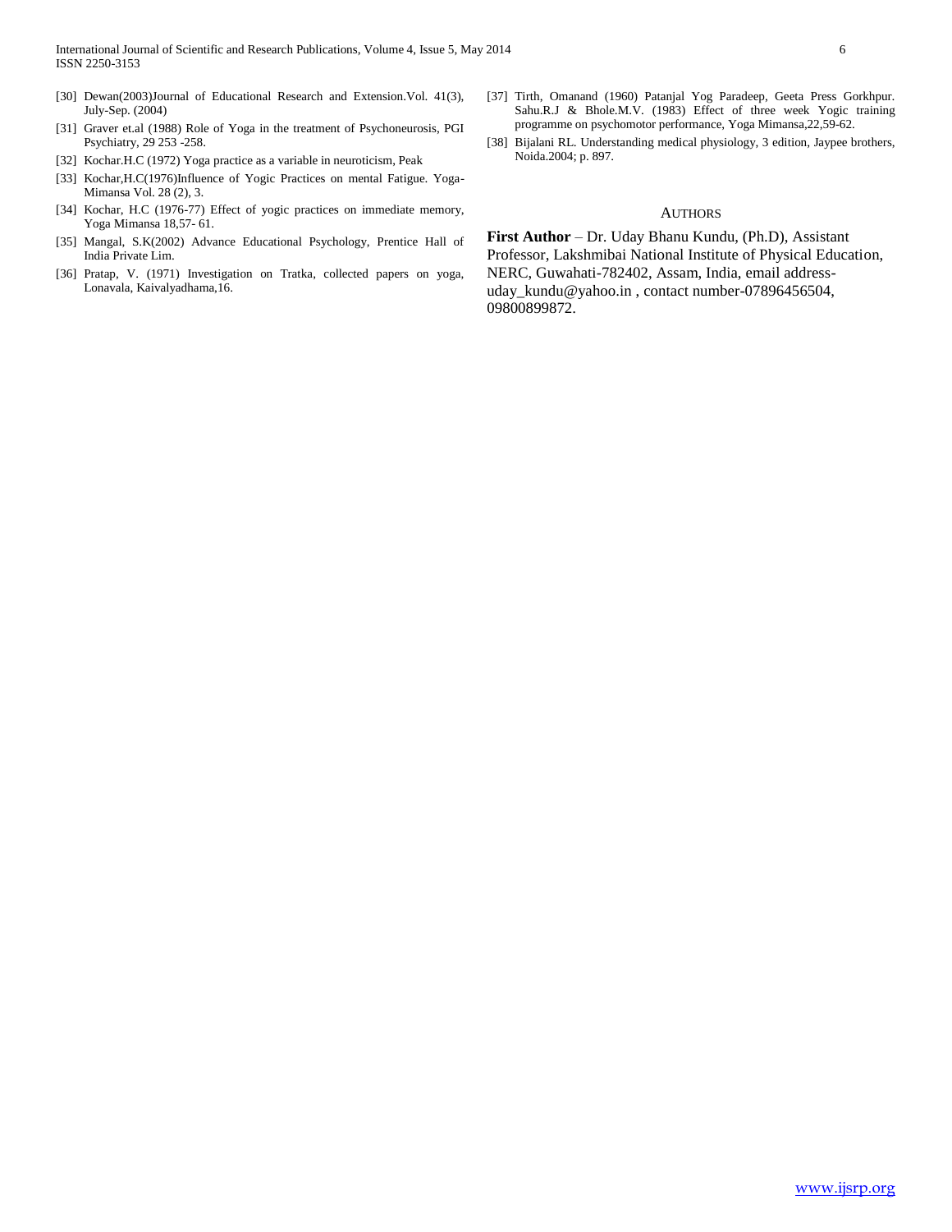[30] Dewan(2003)Journal of Educational Research and Extension.Vol. 41(3), July-Sep. (2004)

[31] Graver et.al (1988) Role of Yoga in the treatment of Psychoneurosis, PGI Psychiatry, 29 253 -258.

[32] Kochar.H.C (1972) Yoga practice as a variable in neuroticism, Peak

[33] Kochar,H.C(1976)Influence of Yogic Practices on mental Fatigue. Yoga-Mimansa Vol. 28 (2), 3.

[34] Kochar, H.C (1976-77) Effect of yogic practices on immediate memory, Yoga Mimansa 18,57- 61.

[35] Mangal, S.K(2002) Advance Educational Psychology, Prentice Hall of India Private Lim.

[36] Pratap, V. (1971) Investigation on Tratka, collected papers on yoga, Lonavala, Kaivalyadhama,16.

[37] Tirth, Omanand (1960) Patanjal Yog Paradeep, Geeta Press Gorkhpur. Sahu.R.J & Bhole.M.V. (1983) Effect of three week Yogic training programme on psychomotor performance, Yoga Mimansa,22,59-62.

[38] Bijalani RL. Understanding medical physiology, 3 edition, Jaypee brothers, Noida.2004; p. 897.

## Authors

**First Author** – Dr. Uday Bhanu Kundu, (Ph.D), Assistant Professor, Lakshmibai National Institute of Physical Education, NERC, Guwahati-782402, Assam, India, email address- uday_kundu@yahoo.in , contact number-07896456504, 09800899872.